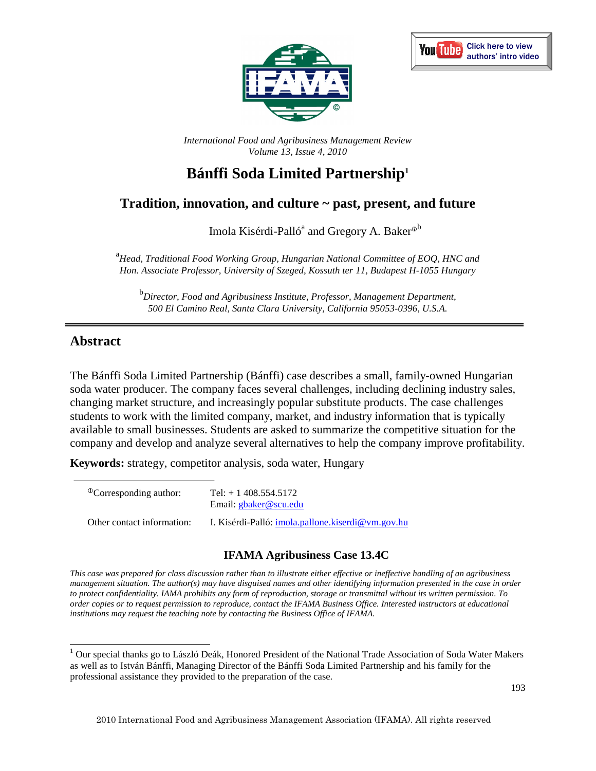*International Food and Agribusiness Management Review*
*Volume 13, Issue 4, 2010*

# Bánffi Soda Limited Partnership[1]

## Tradition, innovation, and culture ~ past, present, and future

Imola Kisérdi-Palló[a] and Gregory A. Baker[ⓘb]

[a]*Head, Traditional Food Working Group, Hungarian National Committee of EOQ, HNC and Hon. Associate Professor, University of Szeged, Kossuth ter 11, Budapest H-1055 Hungary*

[b]*Director, Food and Agribusiness Institute, Professor, Management Department, 500 El Camino Real, Santa Clara University, California 95053-0396, U.S.A.*

---

## Abstract

The Bánffi Soda Limited Partnership (Bánffi) case describes a small, family-owned Hungarian soda water producer. The company faces several challenges, including declining industry sales, changing market structure, and increasingly popular substitute products. The case challenges students to work with the limited company, market, and industry information that is typically available to small businesses. Students are asked to summarize the competitive situation for the company and develop and analyze several alternatives to help the company improve profitability.

**Keywords:** strategy, competitor analysis, soda water, Hungary

| | |
|---|---|
| ⓘCorresponding author: | Tel: + 1 408.554.5172<br>Email: gbaker@scu.edu |
| Other contact information: | I. Kisérdi-Palló: imola.pallone.kiserdi@vm.gov.hu |

### IFAMA Agribusiness Case 13.4C

*This case was prepared for class discussion rather than to illustrate either effective or ineffective handling of an agribusiness management situation. The author(s) may have disguised names and other identifying information presented in the case in order to protect confidentiality. IAMA prohibits any form of reproduction, storage or transmittal without its written permission. To order copies or to request permission to reproduce, contact the IFAMA Business Office. Interested instructors at educational institutions may request the teaching note by contacting the Business Office of IFAMA.*

---

[1] Our special thanks go to László Deák, Honored President of the National Trade Association of Soda Water Makers as well as to István Bánffi, Managing Director of the Bánffi Soda Limited Partnership and his family for the professional assistance they provided to the preparation of the case.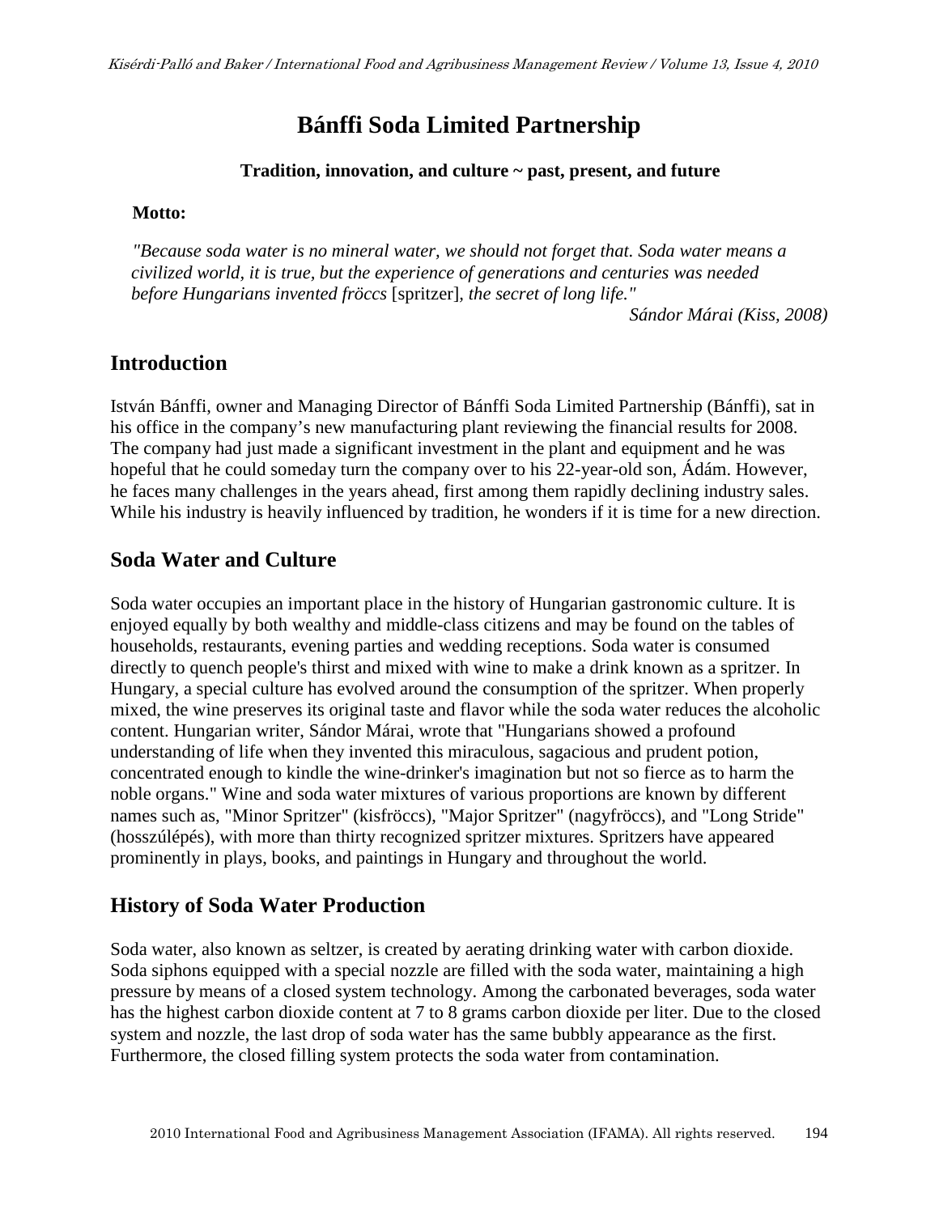# Bánffi Soda Limited Partnership

**Tradition, innovation, and culture ~ past, present, and future**

**Motto:**

*"Because soda water is no mineral water, we should not forget that. Soda water means a civilized world, it is true, but the experience of generations and centuries was needed before Hungarians invented fröccs* [spritzer], *the secret of long life."*

*Sándor Márai (Kiss, 2008)*

## Introduction

István Bánffi, owner and Managing Director of Bánffi Soda Limited Partnership (Bánffi), sat in his office in the company's new manufacturing plant reviewing the financial results for 2008. The company had just made a significant investment in the plant and equipment and he was hopeful that he could someday turn the company over to his 22-year-old son, Ádám. However, he faces many challenges in the years ahead, first among them rapidly declining industry sales. While his industry is heavily influenced by tradition, he wonders if it is time for a new direction.

## Soda Water and Culture

Soda water occupies an important place in the history of Hungarian gastronomic culture. It is enjoyed equally by both wealthy and middle-class citizens and may be found on the tables of households, restaurants, evening parties and wedding receptions. Soda water is consumed directly to quench people's thirst and mixed with wine to make a drink known as a spritzer. In Hungary, a special culture has evolved around the consumption of the spritzer. When properly mixed, the wine preserves its original taste and flavor while the soda water reduces the alcoholic content. Hungarian writer, Sándor Márai, wrote that "Hungarians showed a profound understanding of life when they invented this miraculous, sagacious and prudent potion, concentrated enough to kindle the wine-drinker's imagination but not so fierce as to harm the noble organs." Wine and soda water mixtures of various proportions are known by different names such as, "Minor Spritzer" (kisfröccs), "Major Spritzer" (nagyfröccs), and "Long Stride" (hosszúlépés), with more than thirty recognized spritzer mixtures. Spritzers have appeared prominently in plays, books, and paintings in Hungary and throughout the world.

## History of Soda Water Production

Soda water, also known as seltzer, is created by aerating drinking water with carbon dioxide. Soda siphons equipped with a special nozzle are filled with the soda water, maintaining a high pressure by means of a closed system technology. Among the carbonated beverages, soda water has the highest carbon dioxide content at 7 to 8 grams carbon dioxide per liter. Due to the closed system and nozzle, the last drop of soda water has the same bubbly appearance as the first. Furthermore, the closed filling system protects the soda water from contamination.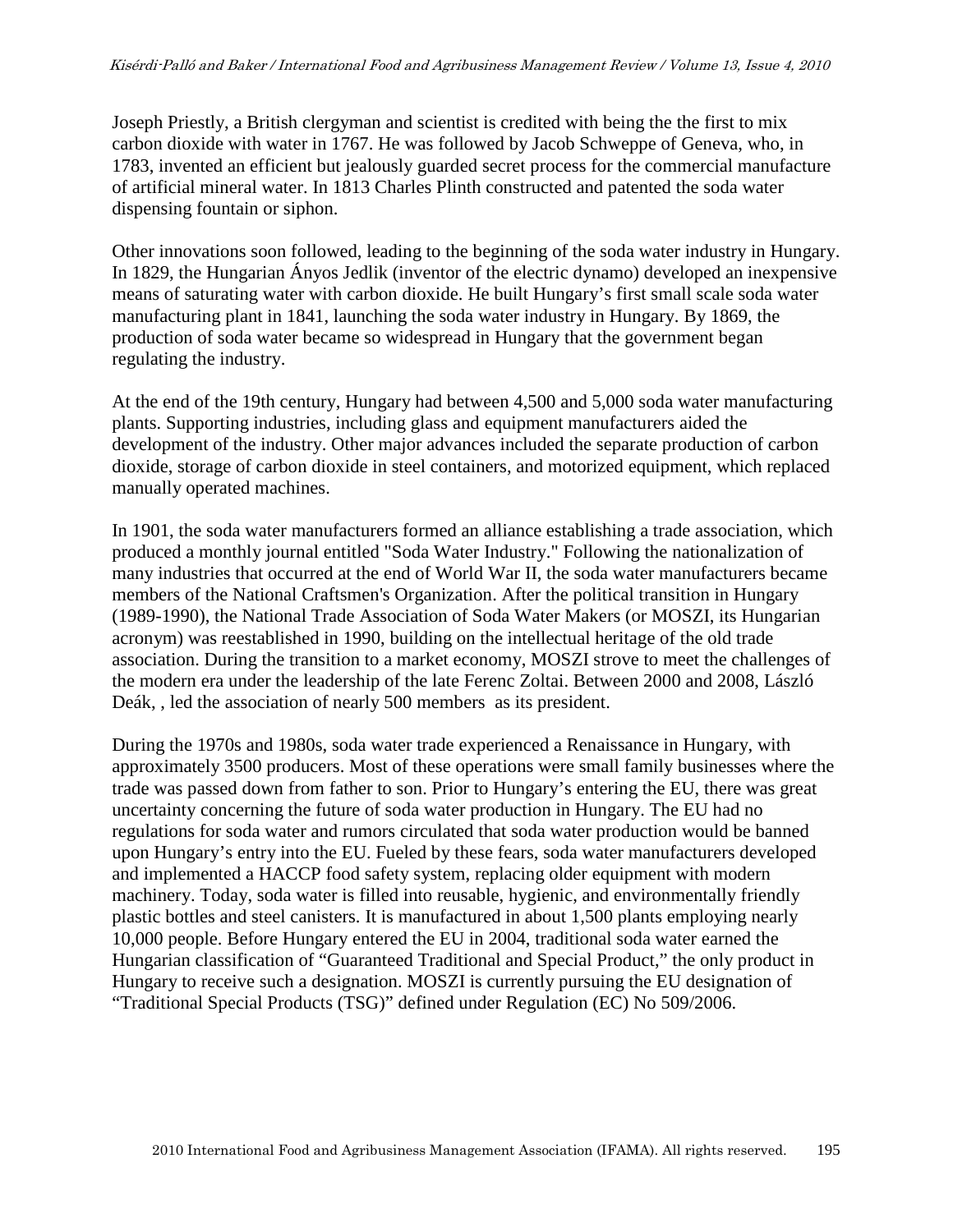Joseph Priestly, a British clergyman and scientist is credited with being the the first to mix carbon dioxide with water in 1767. He was followed by Jacob Schweppe of Geneva, who, in 1783, invented an efficient but jealously guarded secret process for the commercial manufacture of artificial mineral water. In 1813 Charles Plinth constructed and patented the soda water dispensing fountain or siphon.

Other innovations soon followed, leading to the beginning of the soda water industry in Hungary. In 1829, the Hungarian Ányos Jedlik (inventor of the electric dynamo) developed an inexpensive means of saturating water with carbon dioxide. He built Hungary's first small scale soda water manufacturing plant in 1841, launching the soda water industry in Hungary. By 1869, the production of soda water became so widespread in Hungary that the government began regulating the industry.

At the end of the 19th century, Hungary had between 4,500 and 5,000 soda water manufacturing plants. Supporting industries, including glass and equipment manufacturers aided the development of the industry. Other major advances included the separate production of carbon dioxide, storage of carbon dioxide in steel containers, and motorized equipment, which replaced manually operated machines.

In 1901, the soda water manufacturers formed an alliance establishing a trade association, which produced a monthly journal entitled "Soda Water Industry." Following the nationalization of many industries that occurred at the end of World War II, the soda water manufacturers became members of the National Craftsmen's Organization. After the political transition in Hungary (1989-1990), the National Trade Association of Soda Water Makers (or MOSZI, its Hungarian acronym) was reestablished in 1990, building on the intellectual heritage of the old trade association. During the transition to a market economy, MOSZI strove to meet the challenges of the modern era under the leadership of the late Ferenc Zoltai. Between 2000 and 2008, László Deák, , led the association of nearly 500 members as its president.

During the 1970s and 1980s, soda water trade experienced a Renaissance in Hungary, with approximately 3500 producers. Most of these operations were small family businesses where the trade was passed down from father to son. Prior to Hungary's entering the EU, there was great uncertainty concerning the future of soda water production in Hungary. The EU had no regulations for soda water and rumors circulated that soda water production would be banned upon Hungary's entry into the EU. Fueled by these fears, soda water manufacturers developed and implemented a HACCP food safety system, replacing older equipment with modern machinery. Today, soda water is filled into reusable, hygienic, and environmentally friendly plastic bottles and steel canisters. It is manufactured in about 1,500 plants employing nearly 10,000 people. Before Hungary entered the EU in 2004, traditional soda water earned the Hungarian classification of "Guaranteed Traditional and Special Product," the only product in Hungary to receive such a designation. MOSZI is currently pursuing the EU designation of "Traditional Special Products (TSG)" defined under Regulation (EC) No 509/2006.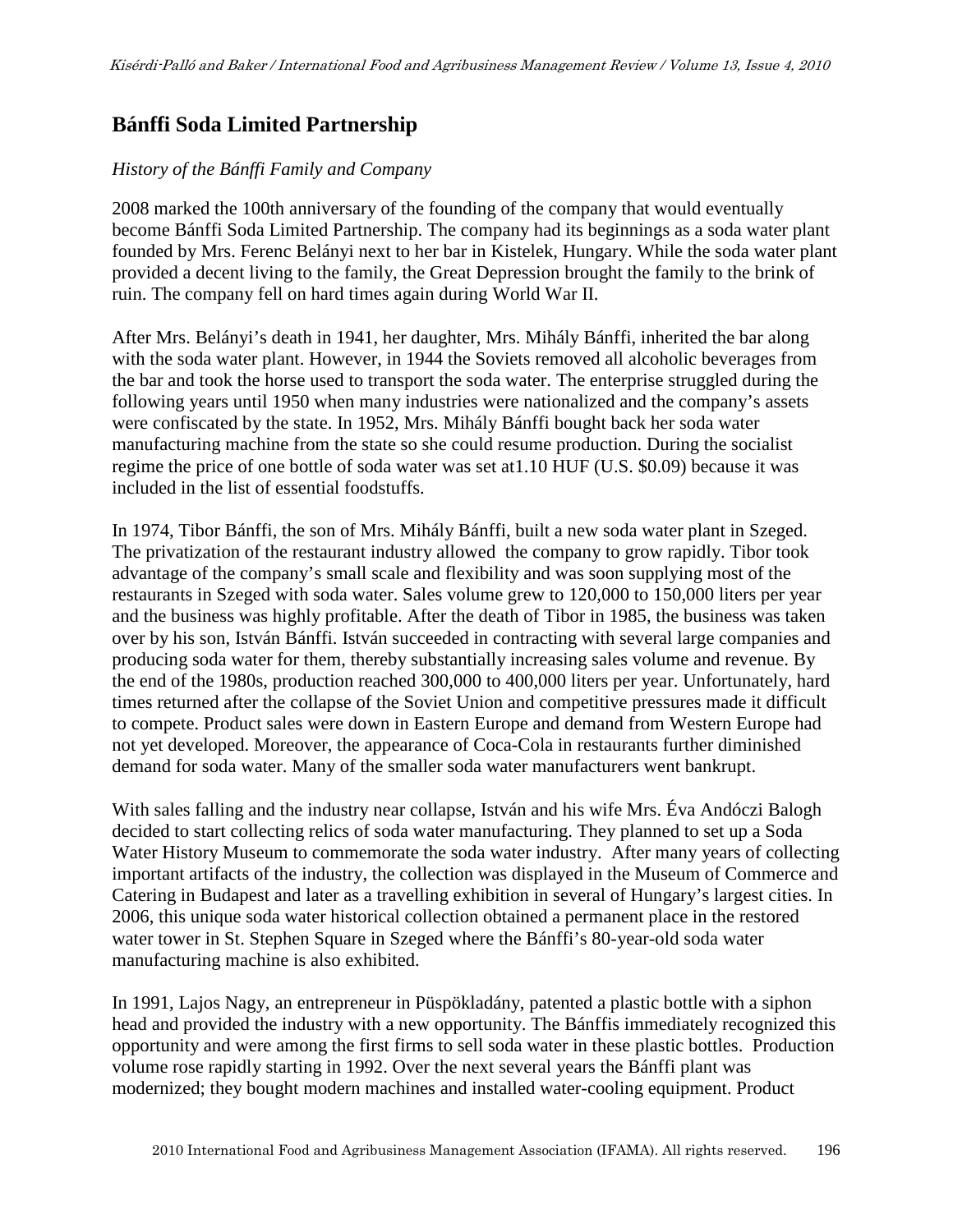## Bánffi Soda Limited Partnership

*History of the Bánffi Family and Company*

2008 marked the 100th anniversary of the founding of the company that would eventually become Bánffi Soda Limited Partnership. The company had its beginnings as a soda water plant founded by Mrs. Ferenc Belányi next to her bar in Kistelek, Hungary. While the soda water plant provided a decent living to the family, the Great Depression brought the family to the brink of ruin. The company fell on hard times again during World War II.

After Mrs. Belányi's death in 1941, her daughter, Mrs. Mihály Bánffi, inherited the bar along with the soda water plant. However, in 1944 the Soviets removed all alcoholic beverages from the bar and took the horse used to transport the soda water. The enterprise struggled during the following years until 1950 when many industries were nationalized and the company's assets were confiscated by the state. In 1952, Mrs. Mihály Bánffi bought back her soda water manufacturing machine from the state so she could resume production. During the socialist regime the price of one bottle of soda water was set at1.10 HUF (U.S. $0.09) because it was included in the list of essential foodstuffs.

In 1974, Tibor Bánffi, the son of Mrs. Mihály Bánffi, built a new soda water plant in Szeged. The privatization of the restaurant industry allowed the company to grow rapidly. Tibor took advantage of the company's small scale and flexibility and was soon supplying most of the restaurants in Szeged with soda water. Sales volume grew to 120,000 to 150,000 liters per year and the business was highly profitable. After the death of Tibor in 1985, the business was taken over by his son, István Bánffi. István succeeded in contracting with several large companies and producing soda water for them, thereby substantially increasing sales volume and revenue. By the end of the 1980s, production reached 300,000 to 400,000 liters per year. Unfortunately, hard times returned after the collapse of the Soviet Union and competitive pressures made it difficult to compete. Product sales were down in Eastern Europe and demand from Western Europe had not yet developed. Moreover, the appearance of Coca-Cola in restaurants further diminished demand for soda water. Many of the smaller soda water manufacturers went bankrupt.

With sales falling and the industry near collapse, István and his wife Mrs. Éva Andóczi Balogh decided to start collecting relics of soda water manufacturing. They planned to set up a Soda Water History Museum to commemorate the soda water industry. After many years of collecting important artifacts of the industry, the collection was displayed in the Museum of Commerce and Catering in Budapest and later as a travelling exhibition in several of Hungary's largest cities. In 2006, this unique soda water historical collection obtained a permanent place in the restored water tower in St. Stephen Square in Szeged where the Bánffi's 80-year-old soda water manufacturing machine is also exhibited.

In 1991, Lajos Nagy, an entrepreneur in Püspökladány, patented a plastic bottle with a siphon head and provided the industry with a new opportunity. The Bánffis immediately recognized this opportunity and were among the first firms to sell soda water in these plastic bottles. Production volume rose rapidly starting in 1992. Over the next several years the Bánffi plant was modernized; they bought modern machines and installed water-cooling equipment. Product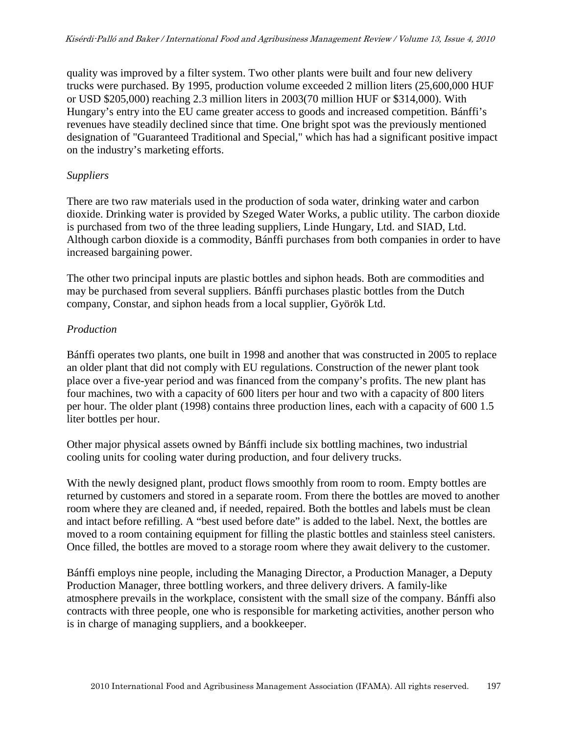quality was improved by a filter system. Two other plants were built and four new delivery trucks were purchased. By 1995, production volume exceeded 2 million liters (25,600,000 HUF or USD $205,000) reaching 2.3 million liters in 2003(70 million HUF or $314,000). With Hungary's entry into the EU came greater access to goods and increased competition. Bánffi's revenues have steadily declined since that time. One bright spot was the previously mentioned designation of "Guaranteed Traditional and Special," which has had a significant positive impact on the industry's marketing efforts.

*Suppliers*

There are two raw materials used in the production of soda water, drinking water and carbon dioxide. Drinking water is provided by Szeged Water Works, a public utility. The carbon dioxide is purchased from two of the three leading suppliers, Linde Hungary, Ltd. and SIAD, Ltd. Although carbon dioxide is a commodity, Bánffi purchases from both companies in order to have increased bargaining power.

The other two principal inputs are plastic bottles and siphon heads. Both are commodities and may be purchased from several suppliers. Bánffi purchases plastic bottles from the Dutch company, Constar, and siphon heads from a local supplier, Györök Ltd.

*Production*

Bánffi operates two plants, one built in 1998 and another that was constructed in 2005 to replace an older plant that did not comply with EU regulations. Construction of the newer plant took place over a five-year period and was financed from the company's profits. The new plant has four machines, two with a capacity of 600 liters per hour and two with a capacity of 800 liters per hour. The older plant (1998) contains three production lines, each with a capacity of 600 1.5 liter bottles per hour.

Other major physical assets owned by Bánffi include six bottling machines, two industrial cooling units for cooling water during production, and four delivery trucks.

With the newly designed plant, product flows smoothly from room to room. Empty bottles are returned by customers and stored in a separate room. From there the bottles are moved to another room where they are cleaned and, if needed, repaired. Both the bottles and labels must be clean and intact before refilling. A "best used before date" is added to the label. Next, the bottles are moved to a room containing equipment for filling the plastic bottles and stainless steel canisters. Once filled, the bottles are moved to a storage room where they await delivery to the customer.

Bánffi employs nine people, including the Managing Director, a Production Manager, a Deputy Production Manager, three bottling workers, and three delivery drivers. A family-like atmosphere prevails in the workplace, consistent with the small size of the company. Bánffi also contracts with three people, one who is responsible for marketing activities, another person who is in charge of managing suppliers, and a bookkeeper.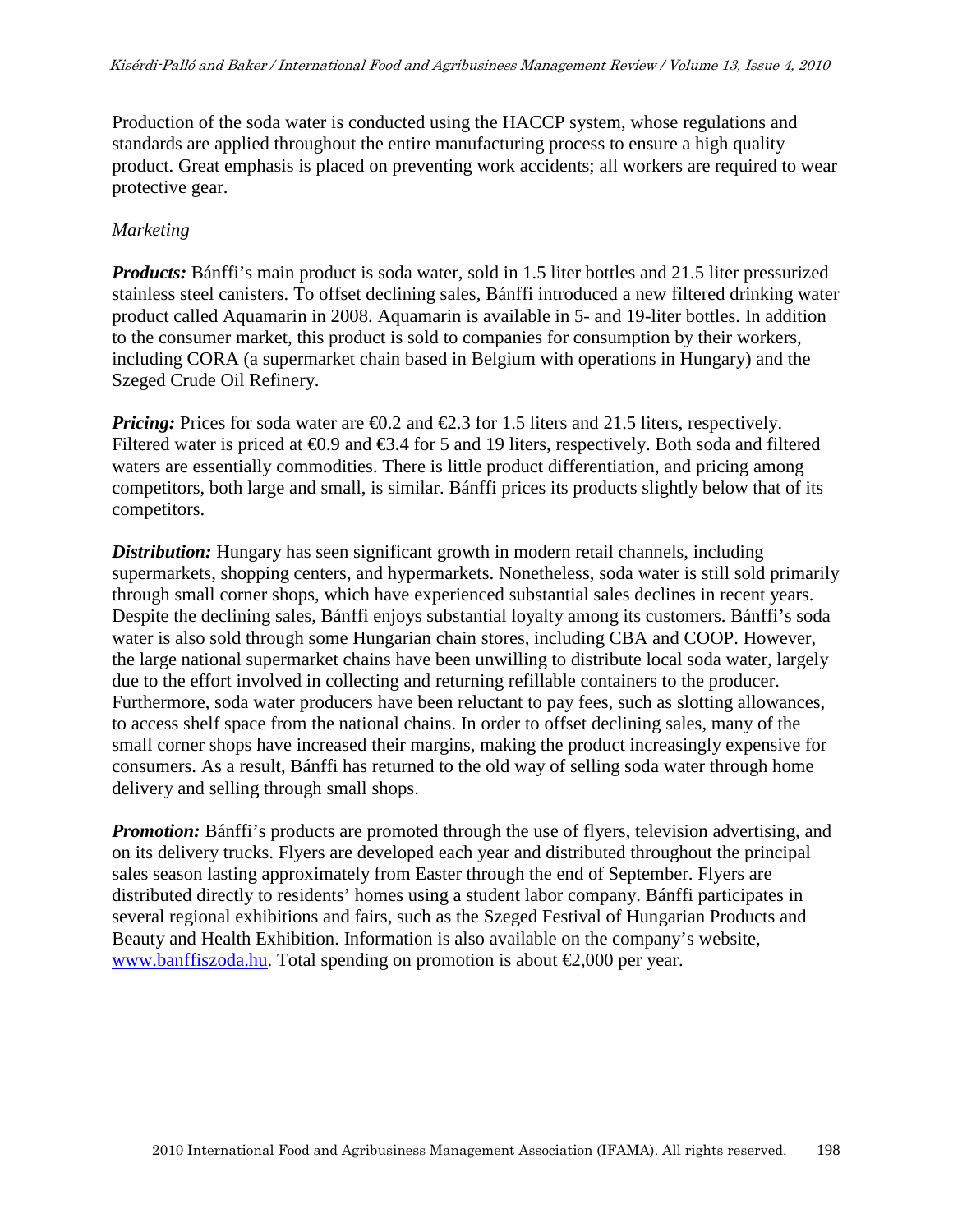Production of the soda water is conducted using the HACCP system, whose regulations and standards are applied throughout the entire manufacturing process to ensure a high quality product. Great emphasis is placed on preventing work accidents; all workers are required to wear protective gear.

*Marketing*

***Products:*** Bánffi's main product is soda water, sold in 1.5 liter bottles and 21.5 liter pressurized stainless steel canisters. To offset declining sales, Bánffi introduced a new filtered drinking water product called Aquamarin in 2008. Aquamarin is available in 5- and 19-liter bottles. In addition to the consumer market, this product is sold to companies for consumption by their workers, including CORA (a supermarket chain based in Belgium with operations in Hungary) and the Szeged Crude Oil Refinery.

***Pricing:*** Prices for soda water are €0.2 and €2.3 for 1.5 liters and 21.5 liters, respectively. Filtered water is priced at €0.9 and €3.4 for 5 and 19 liters, respectively. Both soda and filtered waters are essentially commodities. There is little product differentiation, and pricing among competitors, both large and small, is similar. Bánffi prices its products slightly below that of its competitors.

***Distribution:*** Hungary has seen significant growth in modern retail channels, including supermarkets, shopping centers, and hypermarkets. Nonetheless, soda water is still sold primarily through small corner shops, which have experienced substantial sales declines in recent years. Despite the declining sales, Bánffi enjoys substantial loyalty among its customers. Bánffi's soda water is also sold through some Hungarian chain stores, including CBA and COOP. However, the large national supermarket chains have been unwilling to distribute local soda water, largely due to the effort involved in collecting and returning refillable containers to the producer. Furthermore, soda water producers have been reluctant to pay fees, such as slotting allowances, to access shelf space from the national chains. In order to offset declining sales, many of the small corner shops have increased their margins, making the product increasingly expensive for consumers. As a result, Bánffi has returned to the old way of selling soda water through home delivery and selling through small shops.

***Promotion:*** Bánffi's products are promoted through the use of flyers, television advertising, and on its delivery trucks. Flyers are developed each year and distributed throughout the principal sales season lasting approximately from Easter through the end of September. Flyers are distributed directly to residents' homes using a student labor company. Bánffi participates in several regional exhibitions and fairs, such as the Szeged Festival of Hungarian Products and Beauty and Health Exhibition. Information is also available on the company's website, www.banffiszoda.hu. Total spending on promotion is about €2,000 per year.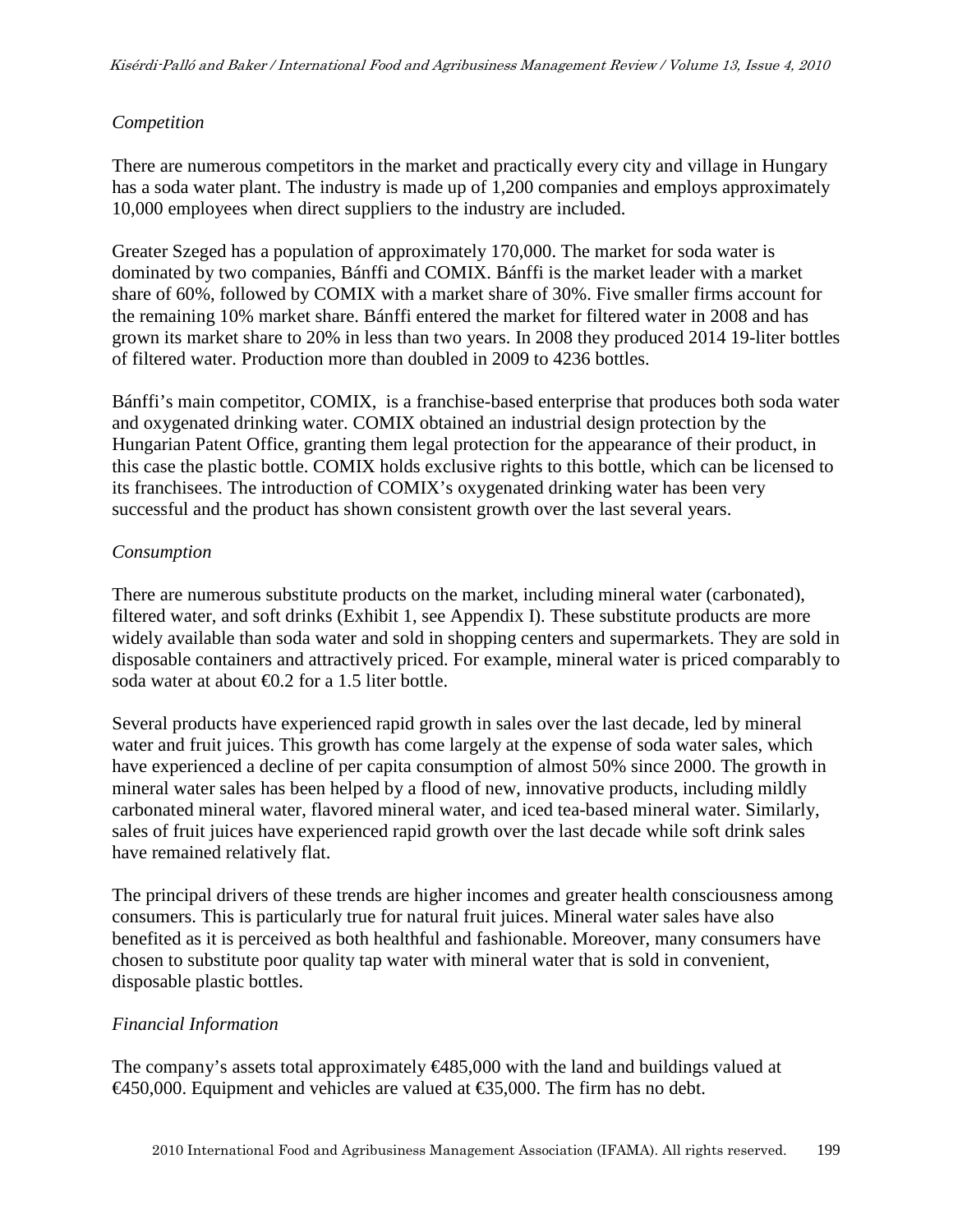*Competition*

There are numerous competitors in the market and practically every city and village in Hungary has a soda water plant. The industry is made up of 1,200 companies and employs approximately 10,000 employees when direct suppliers to the industry are included.

Greater Szeged has a population of approximately 170,000. The market for soda water is dominated by two companies, Bánffi and COMIX. Bánffi is the market leader with a market share of 60%, followed by COMIX with a market share of 30%. Five smaller firms account for the remaining 10% market share. Bánffi entered the market for filtered water in 2008 and has grown its market share to 20% in less than two years. In 2008 they produced 2014 19-liter bottles of filtered water. Production more than doubled in 2009 to 4236 bottles.

Bánffi's main competitor, COMIX, is a franchise-based enterprise that produces both soda water and oxygenated drinking water. COMIX obtained an industrial design protection by the Hungarian Patent Office, granting them legal protection for the appearance of their product, in this case the plastic bottle. COMIX holds exclusive rights to this bottle, which can be licensed to its franchisees. The introduction of COMIX's oxygenated drinking water has been very successful and the product has shown consistent growth over the last several years.

*Consumption*

There are numerous substitute products on the market, including mineral water (carbonated), filtered water, and soft drinks (Exhibit 1, see Appendix I). These substitute products are more widely available than soda water and sold in shopping centers and supermarkets. They are sold in disposable containers and attractively priced. For example, mineral water is priced comparably to soda water at about €0.2 for a 1.5 liter bottle.

Several products have experienced rapid growth in sales over the last decade, led by mineral water and fruit juices. This growth has come largely at the expense of soda water sales, which have experienced a decline of per capita consumption of almost 50% since 2000. The growth in mineral water sales has been helped by a flood of new, innovative products, including mildly carbonated mineral water, flavored mineral water, and iced tea-based mineral water. Similarly, sales of fruit juices have experienced rapid growth over the last decade while soft drink sales have remained relatively flat.

The principal drivers of these trends are higher incomes and greater health consciousness among consumers. This is particularly true for natural fruit juices. Mineral water sales have also benefited as it is perceived as both healthful and fashionable. Moreover, many consumers have chosen to substitute poor quality tap water with mineral water that is sold in convenient, disposable plastic bottles.

*Financial Information*

The company's assets total approximately €485,000 with the land and buildings valued at €450,000. Equipment and vehicles are valued at €35,000. The firm has no debt.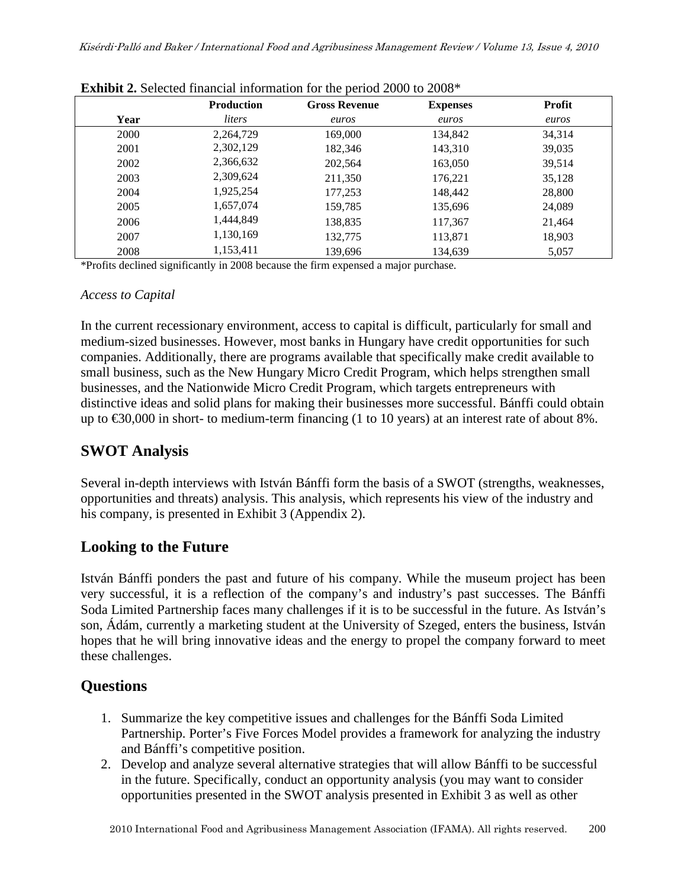**Exhibit 2.** Selected financial information for the period 2000 to 2008*

| Year | Production<br>*liters* | Gross Revenue<br>*euros* | Expenses<br>*euros* | Profit<br>*euros* |
|---|---|---|---|---|
| 2000 | 2,264,729 | 169,000 | 134,842 | 34,314 |
| 2001 | 2,302,129 | 182,346 | 143,310 | 39,035 |
| 2002 | 2,366,632 | 202,564 | 163,050 | 39,514 |
| 2003 | 2,309,624 | 211,350 | 176,221 | 35,128 |
| 2004 | 1,925,254 | 177,253 | 148,442 | 28,800 |
| 2005 | 1,657,074 | 159,785 | 135,696 | 24,089 |
| 2006 | 1,444,849 | 138,835 | 117,367 | 21,464 |
| 2007 | 1,130,169 | 132,775 | 113,871 | 18,903 |
| 2008 | 1,153,411 | 139,696 | 134,639 | 5,057 |

*Profits declined significantly in 2008 because the firm expensed a major purchase.

*Access to Capital*

In the current recessionary environment, access to capital is difficult, particularly for small and medium-sized businesses. However, most banks in Hungary have credit opportunities for such companies. Additionally, there are programs available that specifically make credit available to small business, such as the New Hungary Micro Credit Program, which helps strengthen small businesses, and the Nationwide Micro Credit Program, which targets entrepreneurs with distinctive ideas and solid plans for making their businesses more successful. Bánffi could obtain up to €30,000 in short- to medium-term financing (1 to 10 years) at an interest rate of about 8%.

## SWOT Analysis

Several in-depth interviews with István Bánffi form the basis of a SWOT (strengths, weaknesses, opportunities and threats) analysis. This analysis, which represents his view of the industry and his company, is presented in Exhibit 3 (Appendix 2).

## Looking to the Future

István Bánffi ponders the past and future of his company. While the museum project has been very successful, it is a reflection of the company's and industry's past successes. The Bánffi Soda Limited Partnership faces many challenges if it is to be successful in the future. As István's son, Ádám, currently a marketing student at the University of Szeged, enters the business, István hopes that he will bring innovative ideas and the energy to propel the company forward to meet these challenges.

## Questions

1. Summarize the key competitive issues and challenges for the Bánffi Soda Limited Partnership. Porter's Five Forces Model provides a framework for analyzing the industry and Bánffi's competitive position.
2. Develop and analyze several alternative strategies that will allow Bánffi to be successful in the future. Specifically, conduct an opportunity analysis (you may want to consider opportunities presented in the SWOT analysis presented in Exhibit 3 as well as other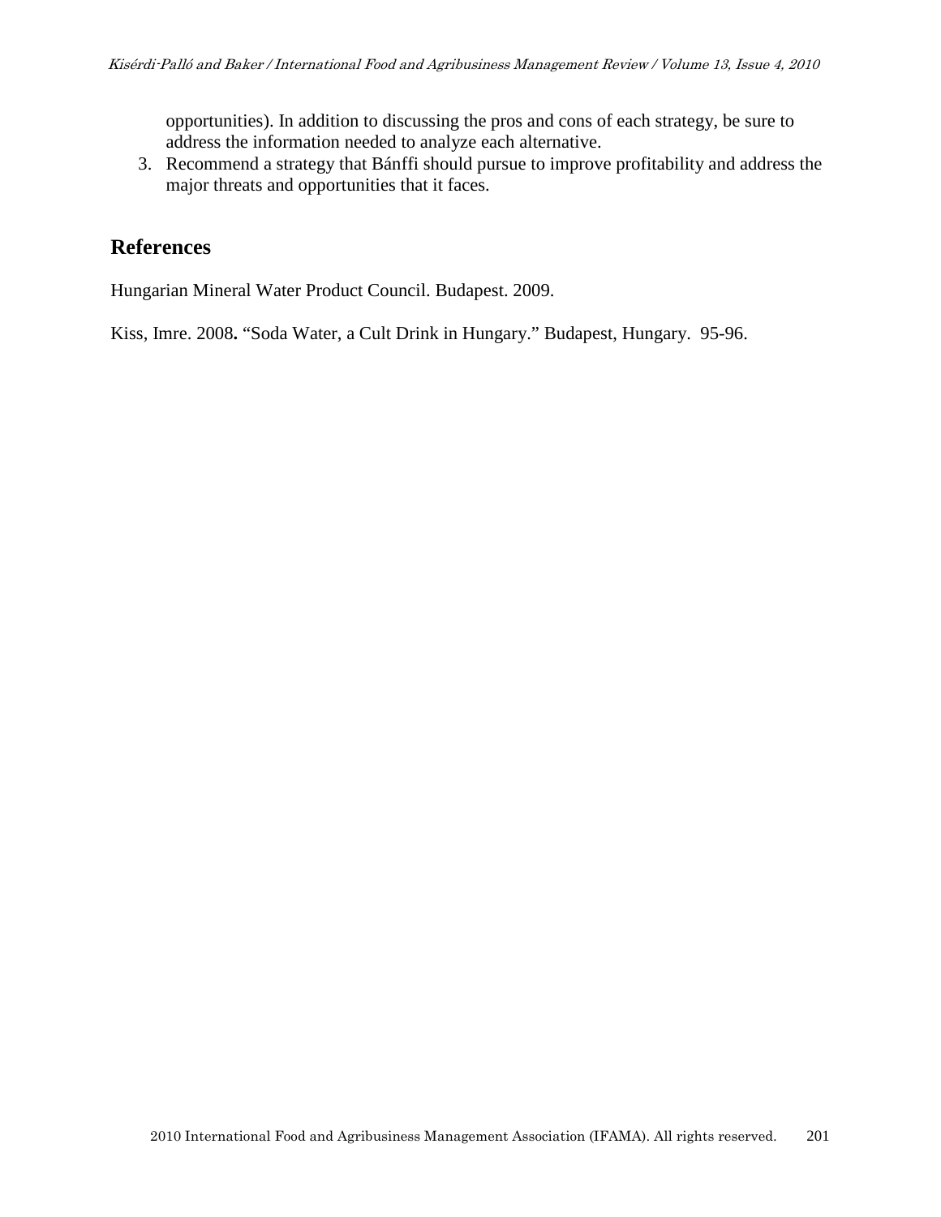opportunities). In addition to discussing the pros and cons of each strategy, be sure to address the information needed to analyze each alternative.

3. Recommend a strategy that Bánffi should pursue to improve profitability and address the major threats and opportunities that it faces.

## References

Hungarian Mineral Water Product Council. Budapest. 2009.

Kiss, Imre. 2008**.** "Soda Water, a Cult Drink in Hungary." Budapest, Hungary. 95-96.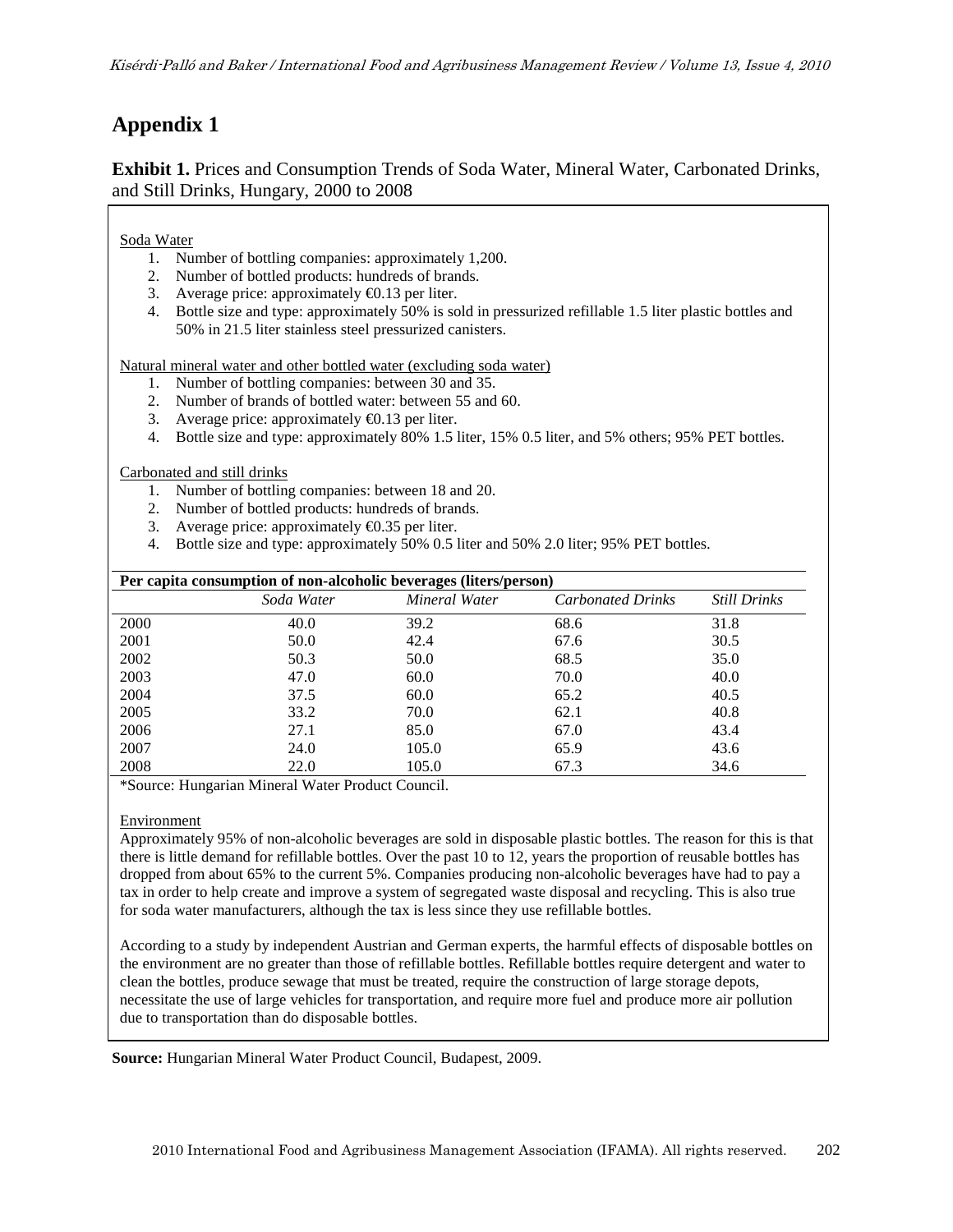# Appendix 1

**Exhibit 1.** Prices and Consumption Trends of Soda Water, Mineral Water, Carbonated Drinks, and Still Drinks, Hungary, 2000 to 2008

Soda Water

1. Number of bottling companies: approximately 1,200.
2. Number of bottled products: hundreds of brands.
3. Average price: approximately €0.13 per liter.
4. Bottle size and type: approximately 50% is sold in pressurized refillable 1.5 liter plastic bottles and 50% in 21.5 liter stainless steel pressurized canisters.

Natural mineral water and other bottled water (excluding soda water)

1. Number of bottling companies: between 30 and 35.
2. Number of brands of bottled water: between 55 and 60.
3. Average price: approximately €0.13 per liter.
4. Bottle size and type: approximately 80% 1.5 liter, 15% 0.5 liter, and 5% others; 95% PET bottles.

Carbonated and still drinks

1. Number of bottling companies: between 18 and 20.
2. Number of bottled products: hundreds of brands.
3. Average price: approximately €0.35 per liter.
4. Bottle size and type: approximately 50% 0.5 liter and 50% 2.0 liter; 95% PET bottles.

**Per capita consumption of non-alcoholic beverages (liters/person)**

| | *Soda Water* | *Mineral Water* | *Carbonated Drinks* | *Still Drinks* |
|---|---|---|---|---|
| 2000 | 40.0 | 39.2 | 68.6 | 31.8 |
| 2001 | 50.0 | 42.4 | 67.6 | 30.5 |
| 2002 | 50.3 | 50.0 | 68.5 | 35.0 |
| 2003 | 47.0 | 60.0 | 70.0 | 40.0 |
| 2004 | 37.5 | 60.0 | 65.2 | 40.5 |
| 2005 | 33.2 | 70.0 | 62.1 | 40.8 |
| 2006 | 27.1 | 85.0 | 67.0 | 43.4 |
| 2007 | 24.0 | 105.0 | 65.9 | 43.6 |
| 2008 | 22.0 | 105.0 | 67.3 | 34.6 |

*Source: Hungarian Mineral Water Product Council.

Environment

Approximately 95% of non-alcoholic beverages are sold in disposable plastic bottles. The reason for this is that there is little demand for refillable bottles. Over the past 10 to 12, years the proportion of reusable bottles has dropped from about 65% to the current 5%. Companies producing non-alcoholic beverages have had to pay a tax in order to help create and improve a system of segregated waste disposal and recycling. This is also true for soda water manufacturers, although the tax is less since they use refillable bottles.

According to a study by independent Austrian and German experts, the harmful effects of disposable bottles on the environment are no greater than those of refillable bottles. Refillable bottles require detergent and water to clean the bottles, produce sewage that must be treated, require the construction of large storage depots, necessitate the use of large vehicles for transportation, and require more fuel and produce more air pollution due to transportation than do disposable bottles.

**Source:** Hungarian Mineral Water Product Council, Budapest, 2009.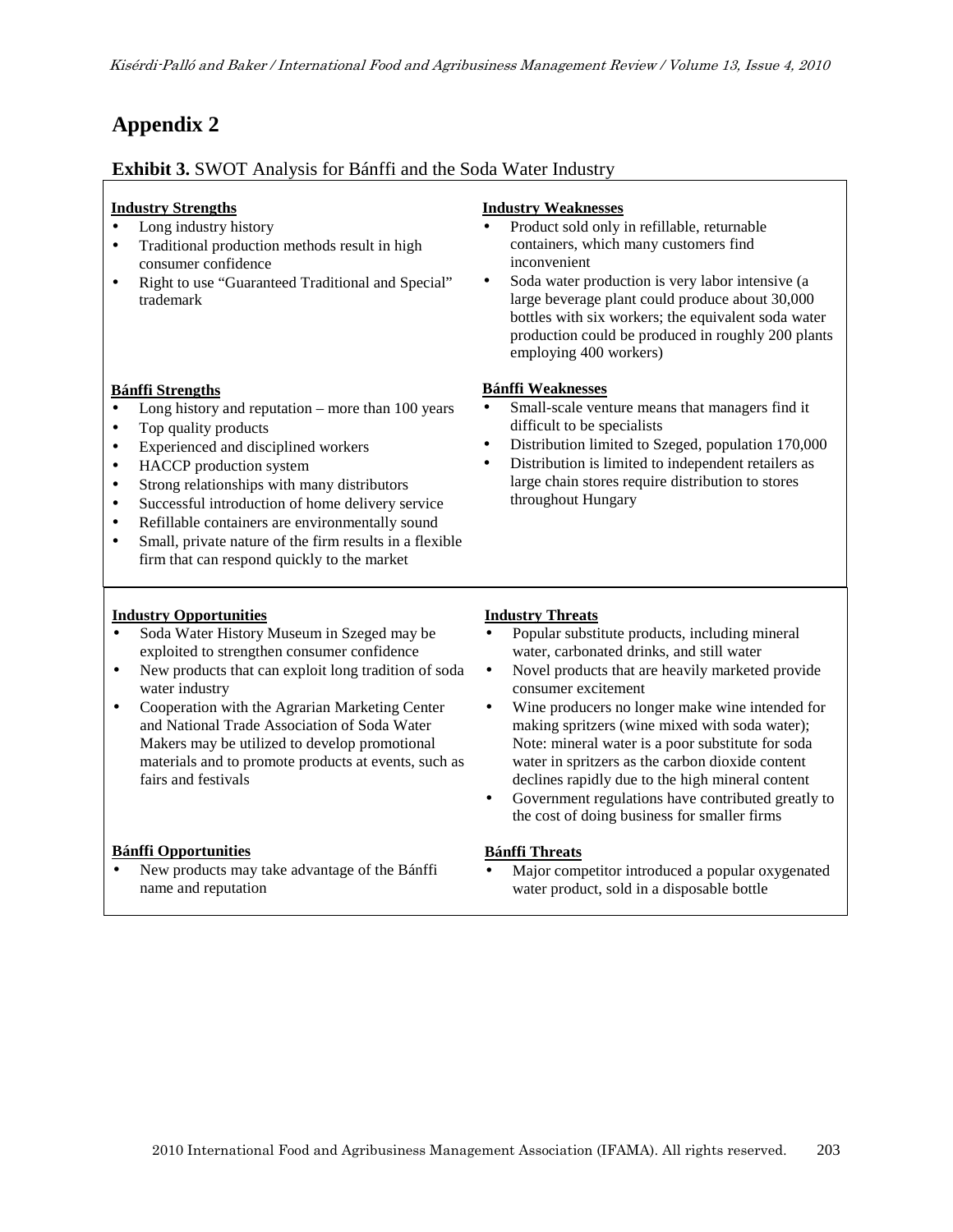# Appendix 2

**Exhibit 3.** SWOT Analysis for Bánffi and the Soda Water Industry

**Industry Strengths**

- Long industry history
- Traditional production methods result in high consumer confidence
- Right to use "Guaranteed Traditional and Special" trademark

**Industry Weaknesses**

- Product sold only in refillable, returnable containers, which many customers find inconvenient
- Soda water production is very labor intensive (a large beverage plant could produce about 30,000 bottles with six workers; the equivalent soda water production could be produced in roughly 200 plants employing 400 workers)

**Bánffi Strengths**

- Long history and reputation – more than 100 years
- Top quality products
- Experienced and disciplined workers
- HACCP production system
- Strong relationships with many distributors
- Successful introduction of home delivery service
- Refillable containers are environmentally sound
- Small, private nature of the firm results in a flexible firm that can respond quickly to the market

**Bánffi Weaknesses**

- Small-scale venture means that managers find it difficult to be specialists
- Distribution limited to Szeged, population 170,000
- Distribution is limited to independent retailers as large chain stores require distribution to stores throughout Hungary

**Industry Opportunities**

- Soda Water History Museum in Szeged may be exploited to strengthen consumer confidence
- New products that can exploit long tradition of soda water industry
- Cooperation with the Agrarian Marketing Center and National Trade Association of Soda Water Makers may be utilized to develop promotional materials and to promote products at events, such as fairs and festivals

**Industry Threats**

- Popular substitute products, including mineral water, carbonated drinks, and still water
- Novel products that are heavily marketed provide consumer excitement
- Wine producers no longer make wine intended for making spritzers (wine mixed with soda water); Note: mineral water is a poor substitute for soda water in spritzers as the carbon dioxide content declines rapidly due to the high mineral content
- Government regulations have contributed greatly to the cost of doing business for smaller firms

**Bánffi Opportunities**

- New products may take advantage of the Bánffi name and reputation

**Bánffi Threats**

- Major competitor introduced a popular oxygenated water product, sold in a disposable bottle